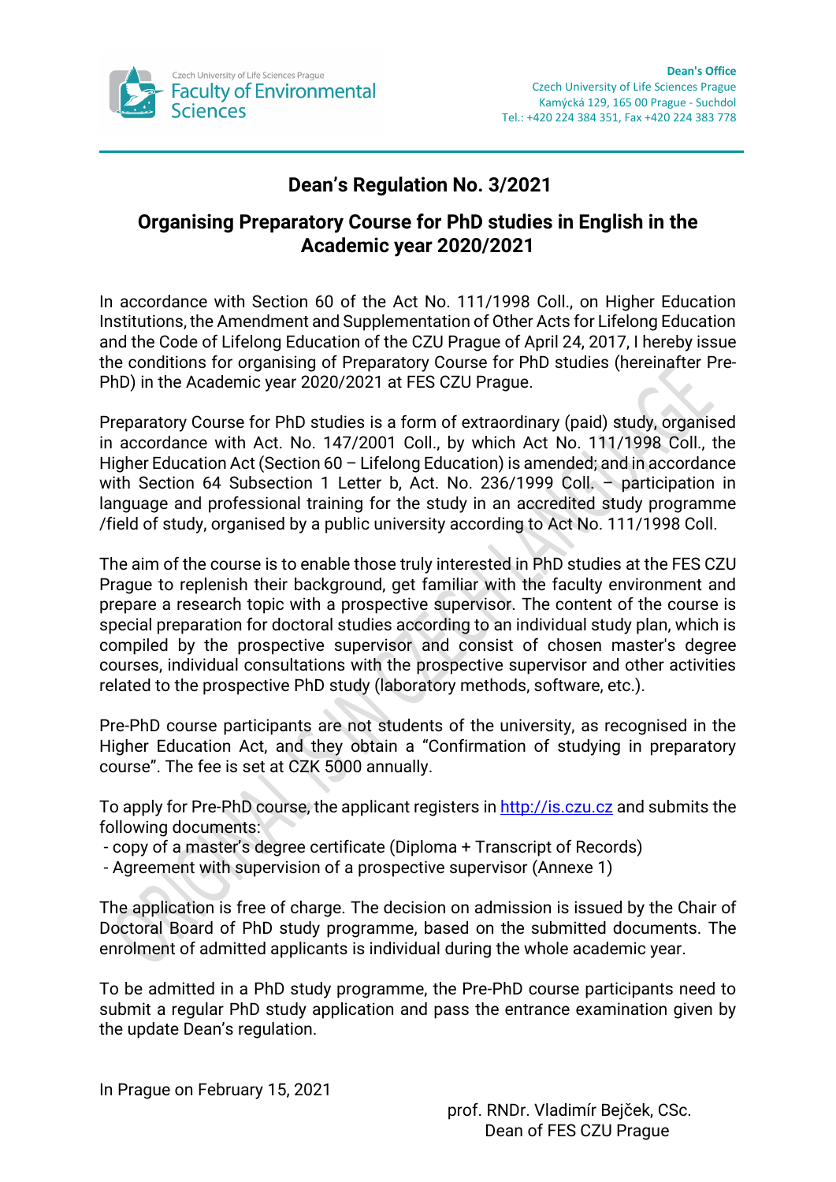Czech University of Life Sciences Prague
Faculty of Environmental Sciences

**Dean's Office**
Czech University of Life Sciences Prague
Kamýcká 129, 165 00 Prague - Suchdol
Tel.: +420 224 384 351, Fax +420 224 383 778

# Dean's Regulation No. 3/2021

## Organising Preparatory Course for PhD studies in English in the Academic year 2020/2021

In accordance with Section 60 of the Act No. 111/1998 Coll., on Higher Education Institutions, the Amendment and Supplementation of Other Acts for Lifelong Education and the Code of Lifelong Education of the CZU Prague of April 24, 2017, I hereby issue the conditions for organising of Preparatory Course for PhD studies (hereinafter Pre-PhD) in the Academic year 2020/2021 at FES CZU Prague.

Preparatory Course for PhD studies is a form of extraordinary (paid) study, organised in accordance with Act. No. 147/2001 Coll., by which Act No. 111/1998 Coll., the Higher Education Act (Section 60 – Lifelong Education) is amended; and in accordance with Section 64 Subsection 1 Letter b, Act. No. 236/1999 Coll. – participation in language and professional training for the study in an accredited study programme /field of study, organised by a public university according to Act No. 111/1998 Coll.

The aim of the course is to enable those truly interested in PhD studies at the FES CZU Prague to replenish their background, get familiar with the faculty environment and prepare a research topic with a prospective supervisor. The content of the course is special preparation for doctoral studies according to an individual study plan, which is compiled by the prospective supervisor and consist of chosen master's degree courses, individual consultations with the prospective supervisor and other activities related to the prospective PhD study (laboratory methods, software, etc.).

Pre-PhD course participants are not students of the university, as recognised in the Higher Education Act, and they obtain a "Confirmation of studying in preparatory course". The fee is set at CZK 5000 annually.

To apply for Pre-PhD course, the applicant registers in http://is.czu.cz and submits the following documents:

- copy of a master's degree certificate (Diploma + Transcript of Records)
- Agreement with supervision of a prospective supervisor (Annexe 1)

The application is free of charge. The decision on admission is issued by the Chair of Doctoral Board of PhD study programme, based on the submitted documents. The enrolment of admitted applicants is individual during the whole academic year.

To be admitted in a PhD study programme, the Pre-PhD course participants need to submit a regular PhD study application and pass the entrance examination given by the update Dean's regulation.

In Prague on February 15, 2021

prof. RNDr. Vladimír Bejček, CSc.
Dean of FES CZU Prague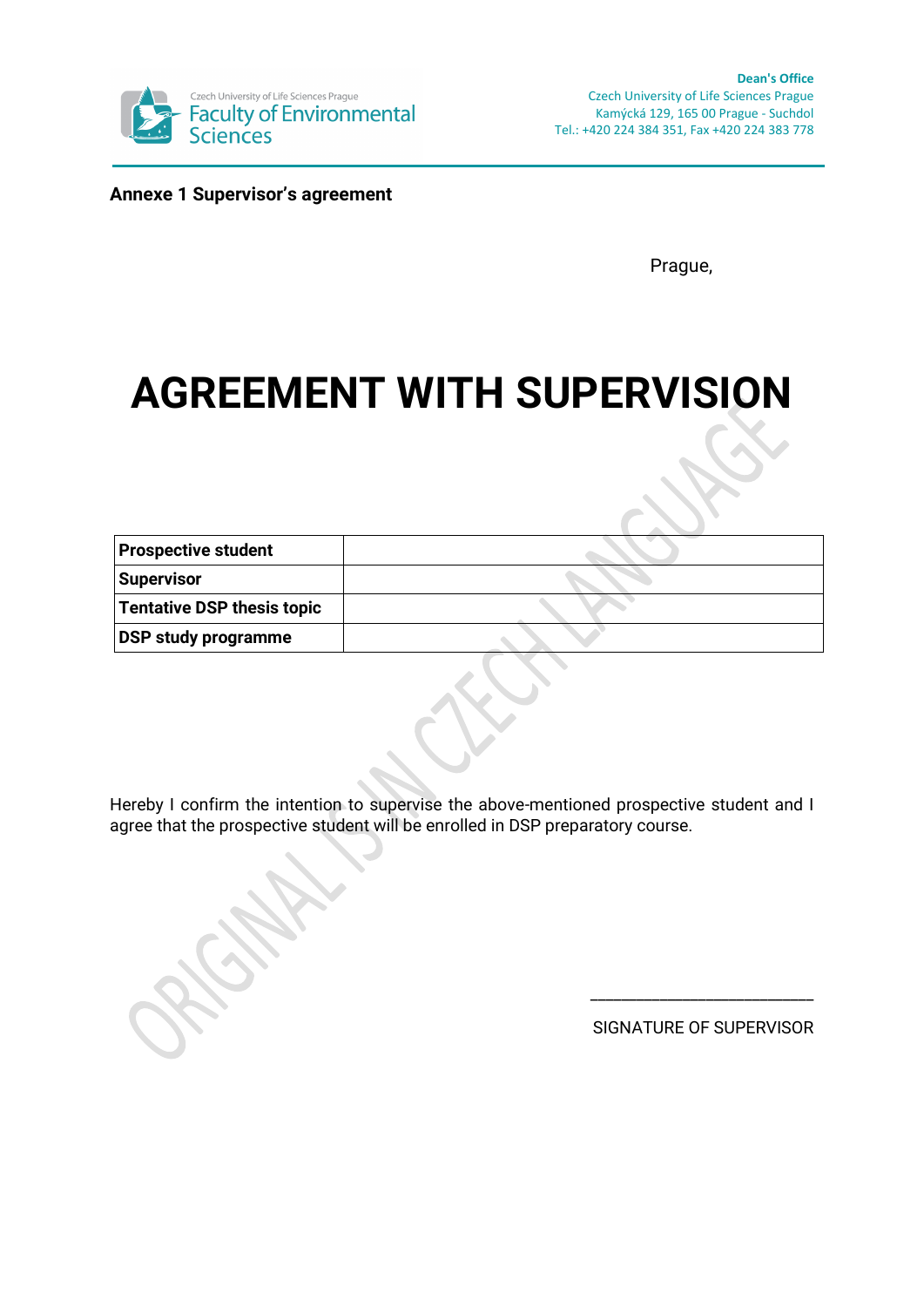Dean's Office
Czech University of Life Sciences Prague
Kamýcká 129, 165 00 Prague - Suchdol
Tel.: +420 224 384 351, Fax +420 224 383 778

**Annexe 1 Supervisor's agreement**

Prague,

# AGREEMENT WITH SUPERVISION

ORIGINAL IS IN CZECH LANGUAGE

| **Prospective student** | |
|---|---|
| **Supervisor** | |
| **Tentative DSP thesis topic** | |
| **DSP study programme** | |

Hereby I confirm the intention to supervise the above-mentioned prospective student and I agree that the prospective student will be enrolled in DSP preparatory course.

\_\_\_\_\_\_\_\_\_\_\_\_\_\_\_\_\_\_\_\_\_\_\_\_\_\_\_

SIGNATURE OF SUPERVISOR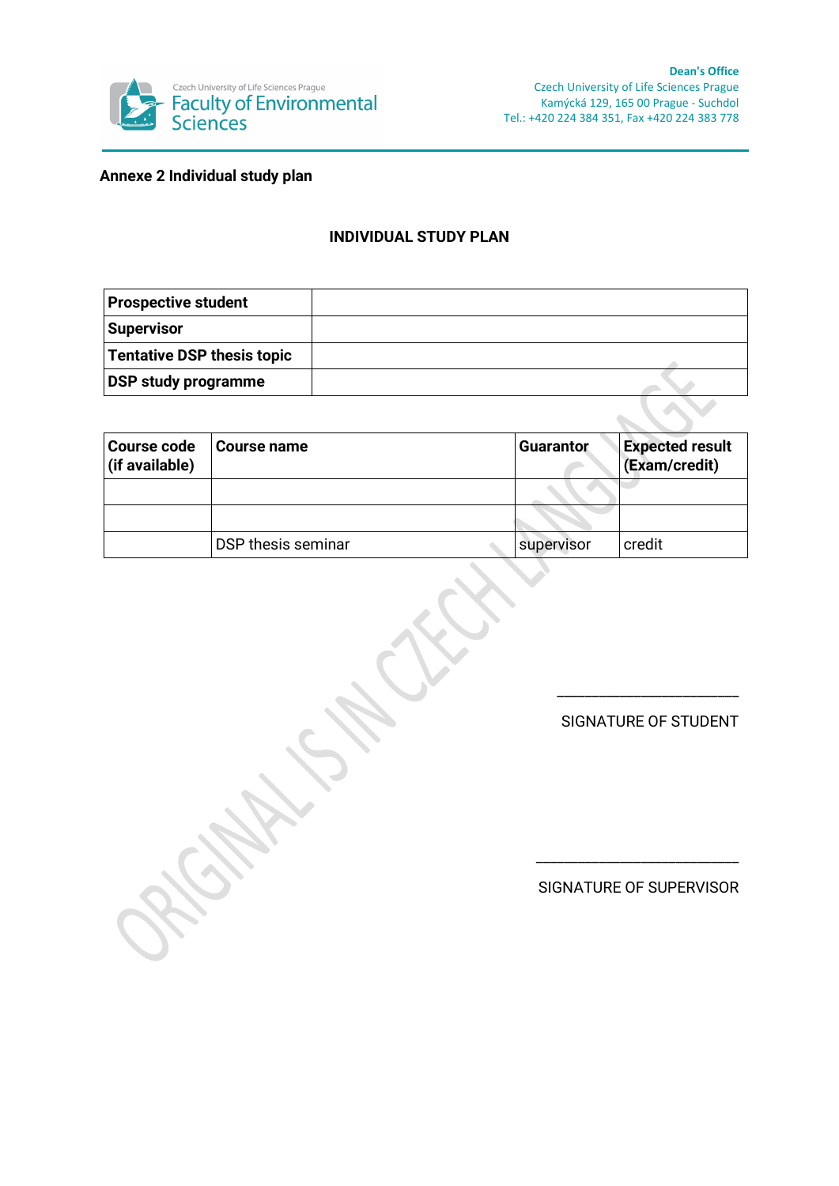**Annexe 2 Individual study plan**

## INDIVIDUAL STUDY PLAN

| **Prospective student** | |
|---|---|
| **Supervisor** | |
| **Tentative DSP thesis topic** | |
| **DSP study programme** | |

| **Course code (if available)** | **Course name** | **Guarantor** | **Expected result (Exam/credit)** |
|---|---|---|---|
| | | | |
| | | | |
| | DSP thesis seminar | supervisor | credit |

ORIGINAL IS IN CZECH LANGUAGE

_______________________

SIGNATURE OF STUDENT

_______________________

SIGNATURE OF SUPERVISOR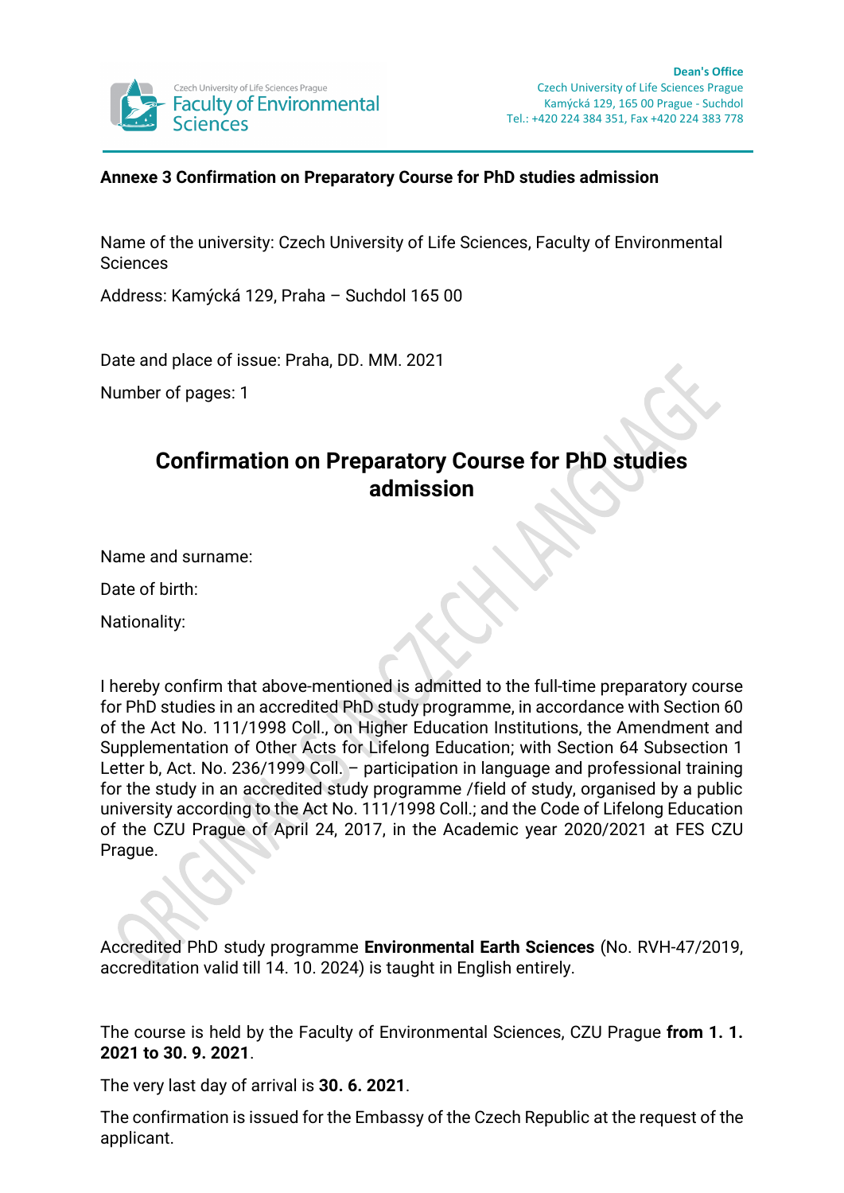Dean's Office
Czech University of Life Sciences Prague
Kamýcká 129, 165 00 Prague - Suchdol
Tel.: +420 224 384 351, Fax +420 224 383 778

**Annexe 3 Confirmation on Preparatory Course for PhD studies admission**

Name of the university: Czech University of Life Sciences, Faculty of Environmental Sciences

Address: Kamýcká 129, Praha – Suchdol 165 00

Date and place of issue: Praha, DD. MM. 2021

Number of pages: 1

## Confirmation on Preparatory Course for PhD studies admission

Name and surname:

Date of birth:

Nationality:

I hereby confirm that above-mentioned is admitted to the full-time preparatory course for PhD studies in an accredited PhD study programme, in accordance with Section 60 of the Act No. 111/1998 Coll., on Higher Education Institutions, the Amendment and Supplementation of Other Acts for Lifelong Education; with Section 64 Subsection 1 Letter b, Act. No. 236/1999 Coll. – participation in language and professional training for the study in an accredited study programme /field of study, organised by a public university according to the Act No. 111/1998 Coll.; and the Code of Lifelong Education of the CZU Prague of April 24, 2017, in the Academic year 2020/2021 at FES CZU Prague.

Accredited PhD study programme **Environmental Earth Sciences** (No. RVH-47/2019, accreditation valid till 14. 10. 2024) is taught in English entirely.

The course is held by the Faculty of Environmental Sciences, CZU Prague **from 1. 1. 2021 to 30. 9. 2021**.

The very last day of arrival is **30. 6. 2021**.

The confirmation is issued for the Embassy of the Czech Republic at the request of the applicant.

ORIGINAL IN CZECH LANGUAGE